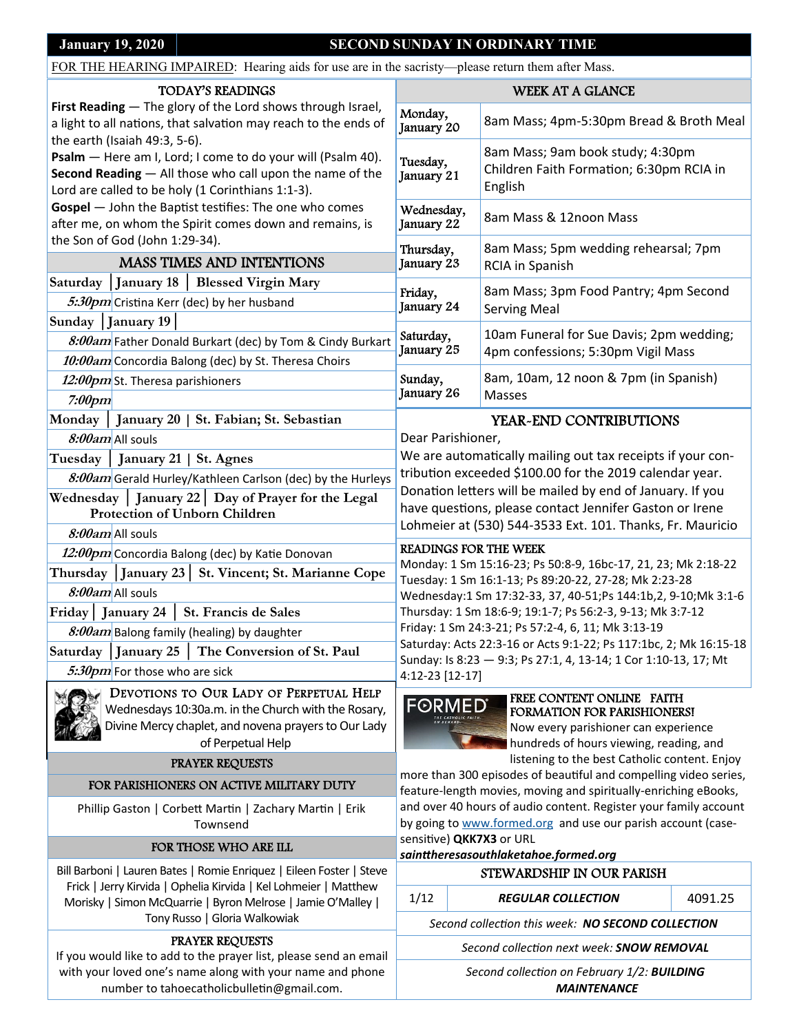**January 19, 2020** | **SECOND SUNDAY IN ORDINARY TIME**

FOR THE HEARING IMPAIRED: Hearing aids for use are in the sacristy—please return them after Mass.

## TODAY'S READINGS

**First Reading** — The glory of the Lord shows through Israel, a light to all nations, that salvation may reach to the ends of the earth (Isaiah 49:3, 5-6).
**Psalm** — Here am I, Lord; I come to do your will (Psalm 40).
**Second Reading** — All those who call upon the name of the Lord are called to be holy (1 Corinthians 1:1-3).
**Gospel** — John the Baptist testifies: The one who comes after me, on whom the Spirit comes down and remains, is the Son of God (John 1:29-34).

## MASS TIMES AND INTENTIONS

**Saturday | January 18 | Blessed Virgin Mary**
- *5:30pm* Cristina Kerr (dec) by her husband

**Sunday | January 19 |**
- *8:00am* Father Donald Burkart (dec) by Tom & Cindy Burkart
- *10:00am* Concordia Balong (dec) by St. Theresa Choirs
- *12:00pm* St. Theresa parishioners
- *7:00pm*

**Monday | January 20 | St. Fabian; St. Sebastian**
- *8:00am* All souls

**Tuesday | January 21 | St. Agnes**
- *8:00am* Gerald Hurley/Kathleen Carlson (dec) by the Hurleys

**Wednesday | January 22 | Day of Prayer for the Legal Protection of Unborn Children**
- *8:00am* All souls
- *12:00pm* Concordia Balong (dec) by Katie Donovan

**Thursday | January 23 | St. Vincent; St. Marianne Cope**
- *8:00am* All souls

**Friday | January 24 | St. Francis de Sales**
- *8:00am* Balong family (healing) by daughter

**Saturday | January 25 | The Conversion of St. Paul**
- *5:30pm* For those who are sick

## DEVOTIONS TO OUR LADY OF PERPETUAL HELP

Wednesdays 10:30a.m. in the Church with the Rosary, Divine Mercy chaplet, and novena prayers to Our Lady of Perpetual Help

## PRAYER REQUESTS

### FOR PARISHIONERS ON ACTIVE MILITARY DUTY

Phillip Gaston | Corbett Martin | Zachary Martin | Erik Townsend

### FOR THOSE WHO ARE ILL

Bill Barboni | Lauren Bates | Romie Enriquez | Eileen Foster | Steve Frick | Jerry Kirvida | Ophelia Kirvida | Kel Lohmeier | Matthew Morisky | Simon McQuarrie | Byron Melrose | Jamie O'Malley | Tony Russo | Gloria Walkowiak

### PRAYER REQUESTS

If you would like to add to the prayer list, please send an email with your loved one's name along with your name and phone number to tahoecatholicbulletin@gmail.com.

## WEEK AT A GLANCE

| Day | Events |
|---|---|
| Monday, January 20 | 8am Mass; 4pm-5:30pm Bread & Broth Meal |
| Tuesday, January 21 | 8am Mass; 9am book study; 4:30pm Children Faith Formation; 6:30pm RCIA in English |
| Wednesday, January 22 | 8am Mass & 12noon Mass |
| Thursday, January 23 | 8am Mass; 5pm wedding rehearsal; 7pm RCIA in Spanish |
| Friday, January 24 | 8am Mass; 3pm Food Pantry; 4pm Second Serving Meal |
| Saturday, January 25 | 10am Funeral for Sue Davis; 2pm wedding; 4pm confessions; 5:30pm Vigil Mass |
| Sunday, January 26 | 8am, 10am, 12 noon & 7pm (in Spanish) Masses |

## YEAR-END CONTRIBUTIONS

Dear Parishioner,
We are automatically mailing out tax receipts if your contribution exceeded $100.00 for the 2019 calendar year. Donation letters will be mailed by end of January. If you have questions, please contact Jennifer Gaston or Irene Lohmeier at (530) 544-3533 Ext. 101. Thanks, Fr. Mauricio

## READINGS FOR THE WEEK

Monday: 1 Sm 15:16-23; Ps 50:8-9, 16bc-17, 21, 23; Mk 2:18-22
Tuesday: 1 Sm 16:1-13; Ps 89:20-22, 27-28; Mk 2:23-28
Wednesday:1 Sm 17:32-33, 37, 40-51;Ps 144:1b,2, 9-10;Mk 3:1-6
Thursday: 1 Sm 18:6-9; 19:1-7; Ps 56:2-3, 9-13; Mk 3:7-12
Friday: 1 Sm 24:3-21; Ps 57:2-4, 6, 11; Mk 3:13-19
Saturday: Acts 22:3-16 or Acts 9:1-22; Ps 117:1bc, 2; Mk 16:15-18
Sunday: Is 8:23 — 9:3; Ps 27:1, 4, 13-14; 1 Cor 1:10-13, 17; Mt 4:12-23 [12-17]

## FREE CONTENT ONLINE FAITH FORMATION FOR PARISHIONERS!

Now every parishioner can experience hundreds of hours viewing, reading, and listening to the best Catholic content. Enjoy more than 300 episodes of beautiful and compelling video series, feature-length movies, moving and spiritually-enriching eBooks, and over 40 hours of audio content. Register your family account by going to www.formed.org and use our parish account (case-sensitive) **QKK7X3** or URL
***sainttheresasouthlaketahoe.formed.org***

## STEWARDSHIP IN OUR PARISH

| 1/12 | *REGULAR COLLECTION* | 4091.25 |
|---|---|---|
| *Second collection this week:* ***NO SECOND COLLECTION*** | | |
| *Second collection next week:* ***SNOW REMOVAL*** | | |
| *Second collection on February 1/2:* ***BUILDING MAINTENANCE*** | | |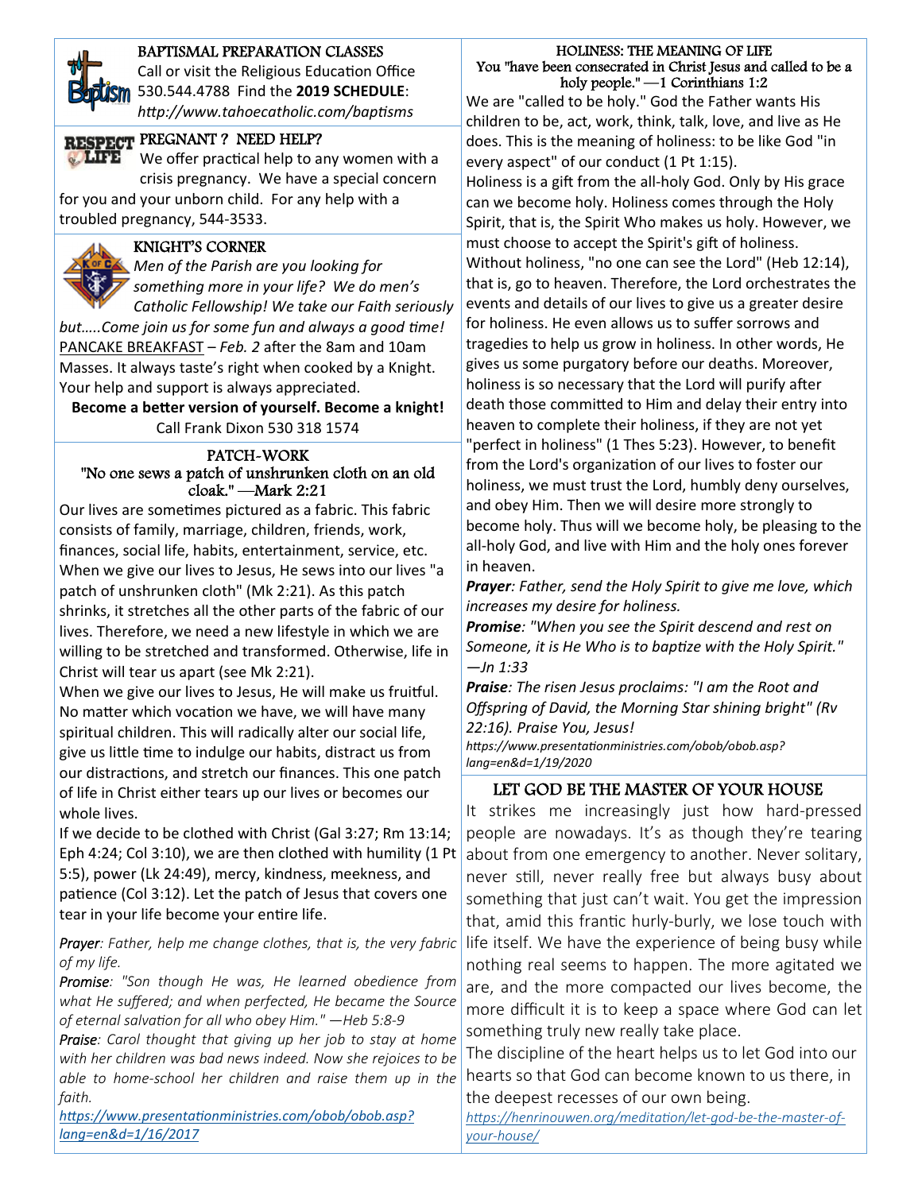## BAPTISMAL PREPARATION CLASSES

Call or visit the Religious Education Office 530.544.4788 Find the **2019 SCHEDULE**: *http://www.tahoecatholic.com/baptisms*

## PREGNANT ? NEED HELP?

We offer practical help to any women with a crisis pregnancy. We have a special concern for you and your unborn child. For any help with a troubled pregnancy, 544-3533.

## KNIGHT'S CORNER

*Men of the Parish are you looking for something more in your life? We do men's Catholic Fellowship! We take our Faith seriously but…..Come join us for some fun and always a good time!*

PANCAKE BREAKFAST – *Feb. 2* after the 8am and 10am Masses. It always taste's right when cooked by a Knight. Your help and support is always appreciated.

**Become a better version of yourself. Become a knight!**

Call Frank Dixon 530 318 1574

## PATCH-WORK

"No one sews a patch of unshrunken cloth on an old cloak." —Mark 2:21

Our lives are sometimes pictured as a fabric. This fabric consists of family, marriage, children, friends, work, finances, social life, habits, entertainment, service, etc. When we give our lives to Jesus, He sews into our lives "a patch of unshrunken cloth" (Mk 2:21). As this patch shrinks, it stretches all the other parts of the fabric of our lives. Therefore, we need a new lifestyle in which we are willing to be stretched and transformed. Otherwise, life in Christ will tear us apart (see Mk 2:21).

When we give our lives to Jesus, He will make us fruitful. No matter which vocation we have, we will have many spiritual children. This will radically alter our social life, give us little time to indulge our habits, distract us from our distractions, and stretch our finances. This one patch of life in Christ either tears up our lives or becomes our whole lives.

If we decide to be clothed with Christ (Gal 3:27; Rm 13:14; Eph 4:24; Col 3:10), we are then clothed with humility (1 Pt 5:5), power (Lk 24:49), mercy, kindness, meekness, and patience (Col 3:12). Let the patch of Jesus that covers one tear in your life become your entire life.

*Prayer: Father, help me change clothes, that is, the very fabric of my life.*

*Promise: "Son though He was, He learned obedience from what He suffered; and when perfected, He became the Source of eternal salvation for all who obey Him." —Heb 5:8-9*

*Praise: Carol thought that giving up her job to stay at home with her children was bad news indeed. Now she rejoices to be able to home-school her children and raise them up in the faith.*

*https://www.presentationministries.com/obob/obob.asp?lang=en&d=1/16/2017*

## HOLINESS: THE MEANING OF LIFE

You "have been consecrated in Christ Jesus and called to be a holy people." —1 Corinthians 1:2

We are "called to be holy." God the Father wants His children to be, act, work, think, talk, love, and live as He does. This is the meaning of holiness: to be like God "in every aspect" of our conduct (1 Pt 1:15).

Holiness is a gift from the all-holy God. Only by His grace can we become holy. Holiness comes through the Holy Spirit, that is, the Spirit Who makes us holy. However, we must choose to accept the Spirit's gift of holiness. Without holiness, "no one can see the Lord" (Heb 12:14), that is, go to heaven. Therefore, the Lord orchestrates the events and details of our lives to give us a greater desire for holiness. He even allows us to suffer sorrows and tragedies to help us grow in holiness. In other words, He gives us some purgatory before our deaths. Moreover, holiness is so necessary that the Lord will purify after death those committed to Him and delay their entry into heaven to complete their holiness, if they are not yet "perfect in holiness" (1 Thes 5:23). However, to benefit from the Lord's organization of our lives to foster our holiness, we must trust the Lord, humbly deny ourselves, and obey Him. Then we will desire more strongly to become holy. Thus will we become holy, be pleasing to the all-holy God, and live with Him and the holy ones forever in heaven.

***Prayer**: Father, send the Holy Spirit to give me love, which increases my desire for holiness.*

***Promise**: "When you see the Spirit descend and rest on Someone, it is He Who is to baptize with the Holy Spirit." —Jn 1:33*

***Praise**: The risen Jesus proclaims: "I am the Root and Offspring of David, the Morning Star shining bright" (Rv 22:16). Praise You, Jesus!*

*https://www.presentationministries.com/obob/obob.asp?lang=en&d=1/19/2020*

## LET GOD BE THE MASTER OF YOUR HOUSE

It strikes me increasingly just how hard-pressed people are nowadays. It's as though they're tearing about from one emergency to another. Never solitary, never still, never really free but always busy about something that just can't wait. You get the impression that, amid this frantic hurly-burly, we lose touch with life itself. We have the experience of being busy while nothing real seems to happen. The more agitated we are, and the more compacted our lives become, the more difficult it is to keep a space where God can let something truly new really take place.

The discipline of the heart helps us to let God into our hearts so that God can become known to us there, in the deepest recesses of our own being.

*https://henrinouwen.org/meditation/let-god-be-the-master-of-your-house/*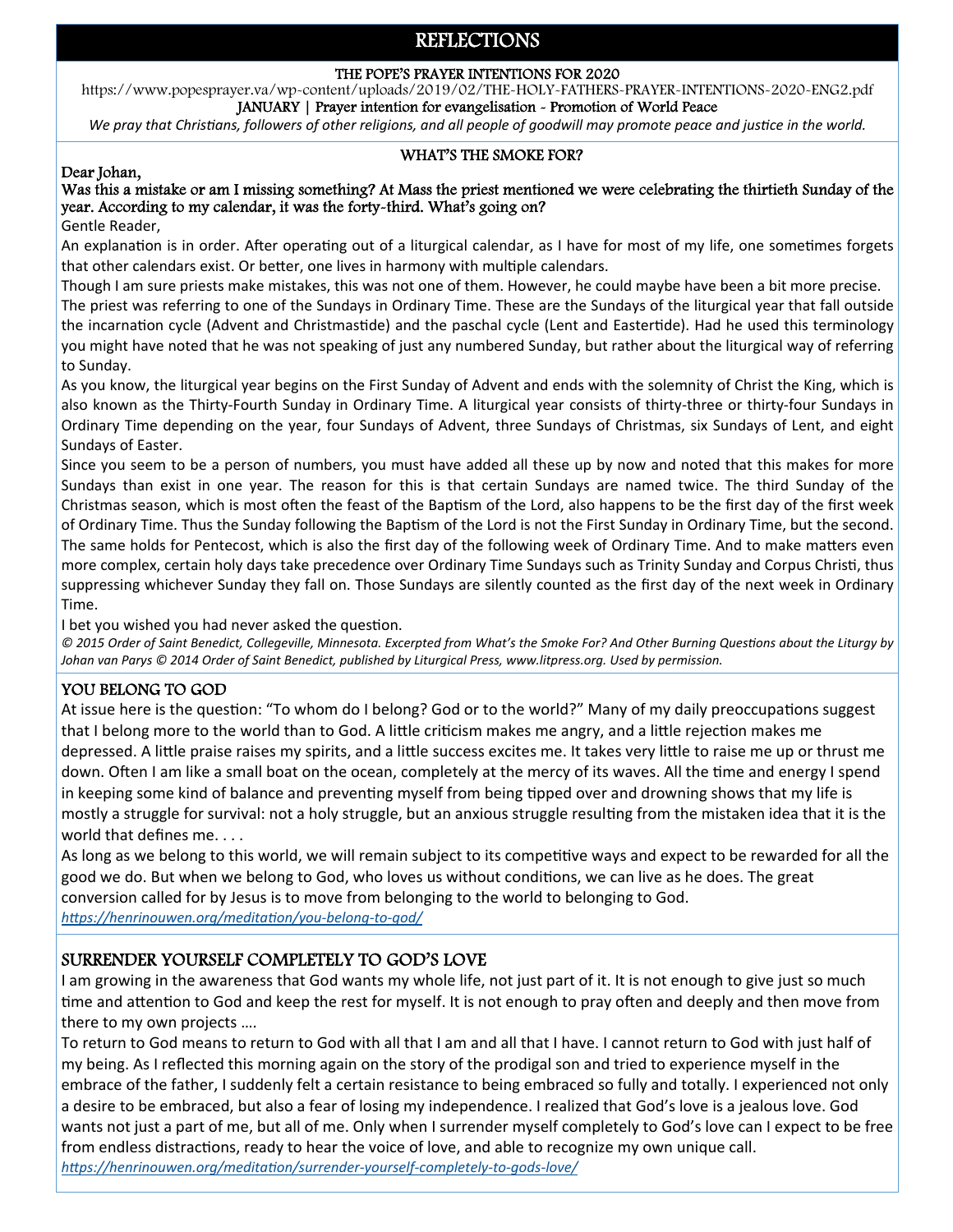# REFLECTIONS

## THE POPE'S PRAYER INTENTIONS FOR 2020

https://www.popesprayer.va/wp-content/uploads/2019/02/THE-HOLY-FATHERS-PRAYER-INTENTIONS-2020-ENG2.pdf

JANUARY | Prayer intention for evangelisation - Promotion of World Peace

*We pray that Christians, followers of other religions, and all people of goodwill may promote peace and justice in the world.*

## WHAT'S THE SMOKE FOR?

**Dear Johan,**

**Was this a mistake or am I missing something? At Mass the priest mentioned we were celebrating the thirtieth Sunday of the year. According to my calendar, it was the forty-third. What's going on?**

Gentle Reader,

An explanation is in order. After operating out of a liturgical calendar, as I have for most of my life, one sometimes forgets that other calendars exist. Or better, one lives in harmony with multiple calendars.

Though I am sure priests make mistakes, this was not one of them. However, he could maybe have been a bit more precise. The priest was referring to one of the Sundays in Ordinary Time. These are the Sundays of the liturgical year that fall outside the incarnation cycle (Advent and Christmastide) and the paschal cycle (Lent and Eastertide). Had he used this terminology you might have noted that he was not speaking of just any numbered Sunday, but rather about the liturgical way of referring to Sunday.

As you know, the liturgical year begins on the First Sunday of Advent and ends with the solemnity of Christ the King, which is also known as the Thirty-Fourth Sunday in Ordinary Time. A liturgical year consists of thirty-three or thirty-four Sundays in Ordinary Time depending on the year, four Sundays of Advent, three Sundays of Christmas, six Sundays of Lent, and eight Sundays of Easter.

Since you seem to be a person of numbers, you must have added all these up by now and noted that this makes for more Sundays than exist in one year. The reason for this is that certain Sundays are named twice. The third Sunday of the Christmas season, which is most often the feast of the Baptism of the Lord, also happens to be the first day of the first week of Ordinary Time. Thus the Sunday following the Baptism of the Lord is not the First Sunday in Ordinary Time, but the second. The same holds for Pentecost, which is also the first day of the following week of Ordinary Time. And to make matters even more complex, certain holy days take precedence over Ordinary Time Sundays such as Trinity Sunday and Corpus Christi, thus suppressing whichever Sunday they fall on. Those Sundays are silently counted as the first day of the next week in Ordinary Time.

I bet you wished you had never asked the question.

*© 2015 Order of Saint Benedict, Collegeville, Minnesota. Excerpted from What's the Smoke For? And Other Burning Questions about the Liturgy by Johan van Parys © 2014 Order of Saint Benedict, published by Liturgical Press, www.litpress.org. Used by permission.*

## YOU BELONG TO GOD

At issue here is the question: "To whom do I belong? God or to the world?" Many of my daily preoccupations suggest that I belong more to the world than to God. A little criticism makes me angry, and a little rejection makes me depressed. A little praise raises my spirits, and a little success excites me. It takes very little to raise me up or thrust me down. Often I am like a small boat on the ocean, completely at the mercy of its waves. All the time and energy I spend in keeping some kind of balance and preventing myself from being tipped over and drowning shows that my life is mostly a struggle for survival: not a holy struggle, but an anxious struggle resulting from the mistaken idea that it is the world that defines me. . . .

As long as we belong to this world, we will remain subject to its competitive ways and expect to be rewarded for all the good we do. But when we belong to God, who loves us without conditions, we can live as he does. The great conversion called for by Jesus is to move from belonging to the world to belonging to God.

*https://henrinouwen.org/meditation/you-belong-to-god/*

## SURRENDER YOURSELF COMPLETELY TO GOD'S LOVE

I am growing in the awareness that God wants my whole life, not just part of it. It is not enough to give just so much time and attention to God and keep the rest for myself. It is not enough to pray often and deeply and then move from there to my own projects ….

To return to God means to return to God with all that I am and all that I have. I cannot return to God with just half of my being. As I reflected this morning again on the story of the prodigal son and tried to experience myself in the embrace of the father, I suddenly felt a certain resistance to being embraced so fully and totally. I experienced not only a desire to be embraced, but also a fear of losing my independence. I realized that God's love is a jealous love. God wants not just a part of me, but all of me. Only when I surrender myself completely to God's love can I expect to be free from endless distractions, ready to hear the voice of love, and able to recognize my own unique call.

*https://henrinouwen.org/meditation/surrender-yourself-completely-to-gods-love/*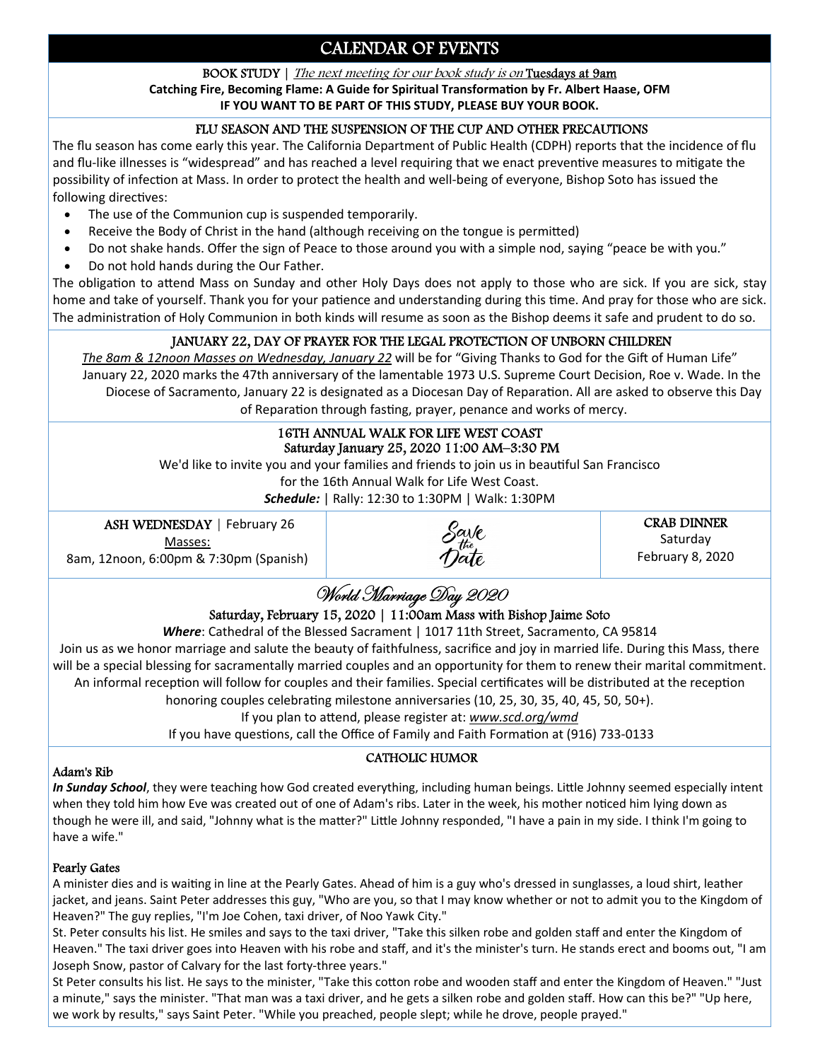# CALENDAR OF EVENTS

**BOOK STUDY** | *The next meeting for our book study is on* **Tuesdays at 9am**

**Catching Fire, Becoming Flame: A Guide for Spiritual Transformation by Fr. Albert Haase, OFM**

**IF YOU WANT TO BE PART OF THIS STUDY, PLEASE BUY YOUR BOOK.**

## FLU SEASON AND THE SUSPENSION OF THE CUP AND OTHER PRECAUTIONS

The flu season has come early this year. The California Department of Public Health (CDPH) reports that the incidence of flu and flu-like illnesses is "widespread" and has reached a level requiring that we enact preventive measures to mitigate the possibility of infection at Mass. In order to protect the health and well-being of everyone, Bishop Soto has issued the following directives:

- The use of the Communion cup is suspended temporarily.
- Receive the Body of Christ in the hand (although receiving on the tongue is permitted)
- Do not shake hands. Offer the sign of Peace to those around you with a simple nod, saying "peace be with you."
- Do not hold hands during the Our Father.

The obligation to attend Mass on Sunday and other Holy Days does not apply to those who are sick. If you are sick, stay home and take of yourself. Thank you for your patience and understanding during this time. And pray for those who are sick. The administration of Holy Communion in both kinds will resume as soon as the Bishop deems it safe and prudent to do so.

## JANUARY 22, DAY OF PRAYER FOR THE LEGAL PROTECTION OF UNBORN CHILDREN

*The 8am & 12noon Masses on Wednesday, January 22* will be for "Giving Thanks to God for the Gift of Human Life" January 22, 2020 marks the 47th anniversary of the lamentable 1973 U.S. Supreme Court Decision, Roe v. Wade. In the Diocese of Sacramento, January 22 is designated as a Diocesan Day of Reparation. All are asked to observe this Day of Reparation through fasting, prayer, penance and works of mercy.

## 16TH ANNUAL WALK FOR LIFE WEST COAST
## Saturday January 25, 2020 11:00 AM–3:30 PM

We'd like to invite you and your families and friends to join us in beautiful San Francisco for the 16th Annual Walk for Life West Coast.

***Schedule:*** | Rally: 12:30 to 1:30PM | Walk: 1:30PM

**ASH WEDNESDAY** | February 26

Masses:

8am, 12noon, 6:00pm & 7:30pm (Spanish)

Save the Date

**CRAB DINNER**

Saturday

February 8, 2020

## World Marriage Day 2020

### Saturday, February 15, 2020 | 11:00am Mass with Bishop Jaime Soto

***Where***: Cathedral of the Blessed Sacrament | 1017 11th Street, Sacramento, CA 95814

Join us as we honor marriage and salute the beauty of faithfulness, sacrifice and joy in married life. During this Mass, there will be a special blessing for sacramentally married couples and an opportunity for them to renew their marital commitment. An informal reception will follow for couples and their families. Special certificates will be distributed at the reception honoring couples celebrating milestone anniversaries (10, 25, 30, 35, 40, 45, 50, 50+).

If you plan to attend, please register at: *www.scd.org/wmd*

If you have questions, call the Office of Family and Faith Formation at (916) 733-0133

## CATHOLIC HUMOR

### Adam's Rib

***In Sunday School***, they were teaching how God created everything, including human beings. Little Johnny seemed especially intent when they told him how Eve was created out of one of Adam's ribs. Later in the week, his mother noticed him lying down as though he were ill, and said, "Johnny what is the matter?" Little Johnny responded, "I have a pain in my side. I think I'm going to have a wife."

### Pearly Gates

A minister dies and is waiting in line at the Pearly Gates. Ahead of him is a guy who's dressed in sunglasses, a loud shirt, leather jacket, and jeans. Saint Peter addresses this guy, "Who are you, so that I may know whether or not to admit you to the Kingdom of Heaven?" The guy replies, "I'm Joe Cohen, taxi driver, of Noo Yawk City."

St. Peter consults his list. He smiles and says to the taxi driver, "Take this silken robe and golden staff and enter the Kingdom of Heaven." The taxi driver goes into Heaven with his robe and staff, and it's the minister's turn. He stands erect and booms out, "I am Joseph Snow, pastor of Calvary for the last forty-three years."

St Peter consults his list. He says to the minister, "Take this cotton robe and wooden staff and enter the Kingdom of Heaven." "Just a minute," says the minister. "That man was a taxi driver, and he gets a silken robe and golden staff. How can this be?" "Up here, we work by results," says Saint Peter. "While you preached, people slept; while he drove, people prayed."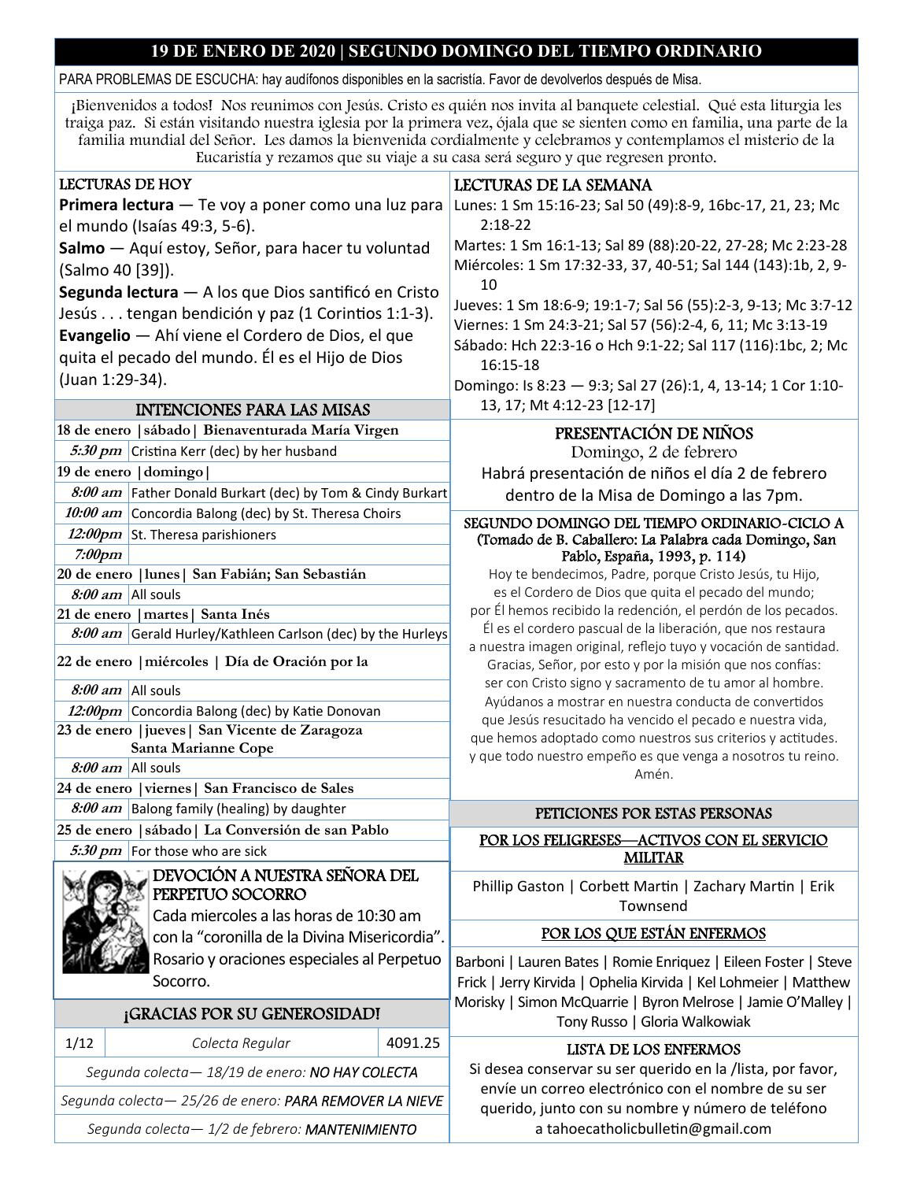# 19 DE ENERO DE 2020 | SEGUNDO DOMINGO DEL TIEMPO ORDINARIO

PARA PROBLEMAS DE ESCUCHA: hay audífonos disponibles en la sacristía. Favor de devolverlos después de Misa.

¡Bienvenidos a todos! Nos reunimos con Jesús. Cristo es quién nos invita al banquete celestial. Qué esta liturgia les traiga paz. Si están visitando nuestra iglesia por la primera vez, ójala que se sienten como en familia, una parte de la familia mundial del Señor. Les damos la bienvenida cordialmente y celebramos y contemplamos el misterio de la Eucaristía y rezamos que su viaje a su casa será seguro y que regresen pronto.

## LECTURAS DE HOY

**Primera lectura** — Te voy a poner como una luz para el mundo (Isaías 49:3, 5-6).

**Salmo** — Aquí estoy, Señor, para hacer tu voluntad (Salmo 40 [39]).

**Segunda lectura** — A los que Dios santificó en Cristo Jesús . . . tengan bendición y paz (1 Corintios 1:1-3).

**Evangelio** — Ahí viene el Cordero de Dios, el que quita el pecado del mundo. Él es el Hijo de Dios (Juan 1:29-34).

## INTENCIONES PARA LAS MISAS

| | |
|---|---|
| **18 de enero \|sábado\| Bienaventurada María Virgen** | |
| *5:30 pm* | Cristina Kerr (dec) by her husband |
| **19 de enero \|domingo\|** | |
| *8:00 am* | Father Donald Burkart (dec) by Tom & Cindy Burkart |
| *10:00 am* | Concordia Balong (dec) by St. Theresa Choirs |
| *12:00pm* | St. Theresa parishioners |
| *7:00pm* | |
| **20 de enero \|lunes\| San Fabián; San Sebastián** | |
| *8:00 am* | All souls |
| **21 de enero \|martes\| Santa Inés** | |
| *8:00 am* | Gerald Hurley/Kathleen Carlson (dec) by the Hurleys |
| **22 de enero \|miércoles \| Día de Oración por la** | |
| *8:00 am* | All souls |
| *12:00pm* | Concordia Balong (dec) by Katie Donovan |
| **23 de enero \|jueves\| San Vicente de Zaragoza Santa Marianne Cope** | |
| *8:00 am* | All souls |
| **24 de enero \|viernes\| San Francisco de Sales** | |
| *8:00 am* | Balong family (healing) by daughter |
| **25 de enero \|sábado\| La Conversión de san Pablo** | |
| *5:30 pm* | For those who are sick |

## DEVOCIÓN A NUESTRA SEÑORA DEL PERPETUO SOCORRO

Cada miercoles a la horas de 10:30 am con la "coronilla de la Divina Misericordia". Rosario y oraciones especiales al Perpetuo Socorro.

## ¡GRACIAS POR SU GENEROSIDAD!

| | | |
|---|---|---|
| 1/12 | *Colecta Regular* | 4091.25 |
| *Segunda colecta— 18/19 de enero: NO HAY COLECTA* | | |
| *Segunda colecta— 25/26 de enero: PARA REMOVER LA NIEVE* | | |
| *Segunda colecta— 1/2 de febrero: MANTENIMIENTO* | | |

## LECTURAS DE LA SEMANA

Lunes: 1 Sm 15:16-23; Sal 50 (49):8-9, 16bc-17, 21, 23; Mc 2:18-22

Martes: 1 Sm 16:1-13; Sal 89 (88):20-22, 27-28; Mc 2:23-28

Miércoles: 1 Sm 17:32-33, 37, 40-51; Sal 144 (143):1b, 2, 9-10

Jueves: 1 Sm 18:6-9; 19:1-7; Sal 56 (55):2-3, 9-13; Mc 3:7-12

Viernes: 1 Sm 24:3-21; Sal 57 (56):2-4, 6, 11; Mc 3:13-19

Sábado: Hch 22:3-16 o Hch 9:1-22; Sal 117 (116):1bc, 2; Mc 16:15-18

Domingo: Is 8:23 — 9:3; Sal 27 (26):1, 4, 13-14; 1 Cor 1:10-13, 17; Mt 4:12-23 [12-17]

## PRESENTACIÓN DE NIÑOS

Domingo, 2 de febrero

Habrá presentación de niños el día 2 de febrero dentro de la Misa de Domingo a las 7pm.

## SEGUNDO DOMINGO DEL TIEMPO ORDINARIO-CICLO A (Tomado de B. Caballero: La Palabra cada Domingo, San Pablo, España, 1993, p. 114)

Hoy te bendecimos, Padre, porque Cristo Jesús, tu Hijo,
es el Cordero de Dios que quita el pecado del mundo;
por Él hemos recibido la redención, el perdón de los pecados.
Él es el cordero pascual de la liberación, que nos restaura
a nuestra imagen original, reflejo tuyo y vocación de santidad.
Gracias, Señor, por esto y por la misión que nos confías:
ser con Cristo signo y sacramento de tu amor al hombre.
Ayúdanos a mostrar en nuestra conducta de convertidos
que Jesús resucitado ha vencido el pecado e nuestra vida,
que hemos adoptado como nuestros sus criterios y actitudes.
y que todo nuestro empeño es que venga a nosotros tu reino.
Amén.

## PETICIONES POR ESTAS PERSONAS

### POR LOS FELIGRESES—ACTIVOS CON EL SERVICIO MILITAR

Phillip Gaston | Corbett Martin | Zachary Martin | Erik Townsend

### POR LOS QUE ESTÁN ENFERMOS

Barboni | Lauren Bates | Romie Enriquez | Eileen Foster | Steve Frick | Jerry Kirvida | Ophelia Kirvida | Kel Lohmeier | Matthew Morisky | Simon McQuarrie | Byron Melrose | Jamie O'Malley | Tony Russo | Gloria Walkowiak

### LISTA DE LOS ENFERMOS

Si desea conservar su ser querido en la /lista, por favor, envíe un correo electrónico con el nombre de su ser querido, junto con su nombre y número de teléfono a tahoecatholicbulletin@gmail.com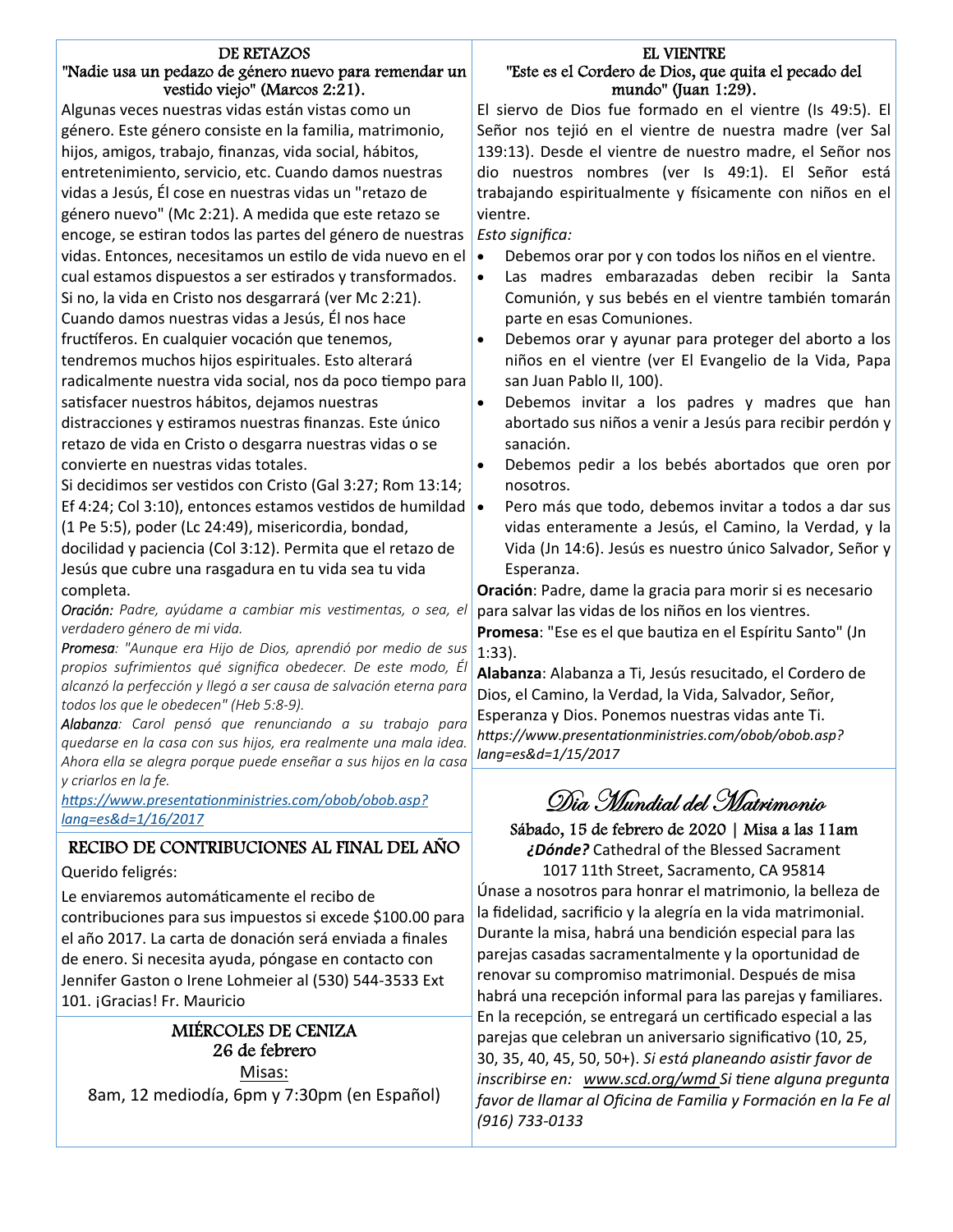## DE RETAZOS

**"Nadie usa un pedazo de género nuevo para remendar un vestido viejo" (Marcos 2:21).**

Algunas veces nuestras vidas están vistas como un género. Este género consiste en la familia, matrimonio, hijos, amigos, trabajo, finanzas, vida social, hábitos, entretenimiento, servicio, etc. Cuando damos nuestras vidas a Jesús, Él cose en nuestras vidas un "retazo de género nuevo" (Mc 2:21). A medida que este retazo se encoge, se estiran todos las partes del género de nuestras vidas. Entonces, necesitamos un estilo de vida nuevo en el cual estamos dispuestos a ser estirados y transformados. Si no, la vida en Cristo nos desgarrará (ver Mc 2:21). Cuando damos nuestras vidas a Jesús, Él nos hace fructíferos. En cualquier vocación que tenemos, tendremos muchos hijos espirituales. Esto alterará radicalmente nuestra vida social, nos da poco tiempo para satisfacer nuestros hábitos, dejamos nuestras distracciones y estiramos nuestras finanzas. Este único retazo de vida en Cristo o desgarra nuestras vidas o se convierte en nuestras vidas totales.

Si decidimos ser vestidos con Cristo (Gal 3:27; Rom 13:14; Ef 4:24; Col 3:10), entonces estamos vestidos de humildad (1 Pe 5:5), poder (Lc 24:49), misericordia, bondad, docilidad y paciencia (Col 3:12). Permita que el retazo de Jesús que cubre una rasgadura en tu vida sea tu vida completa.

***Oración:*** *Padre, ayúdame a cambiar mis vestimentas, o sea, el verdadero género de mi vida.*

***Promesa****: "Aunque era Hijo de Dios, aprendió por medio de sus propios sufrimientos qué significa obedecer. De este modo, Él alcanzó la perfección y llegó a ser causa de salvación eterna para todos los que le obedecen" (Heb 5:8-9).*

***Alabanza****: Carol pensó que renunciando a su trabajo para quedarse en la casa con sus hijos, era realmente una mala idea. Ahora ella se alegra porque puede enseñar a sus hijos en la casa y criarlos en la fe.*

*https://www.presentationministries.com/obob/obob.asp?lang=es&d=1/16/2017*

## RECIBO DE CONTRIBUCIONES AL FINAL DEL AÑO

Querido feligrés:

Le enviaremos automáticamente el recibo de contribuciones para sus impuestos si excede $100.00 para el año 2017. La carta de donación será enviada a finales de enero. Si necesita ayuda, póngase en contacto con Jennifer Gaston o Irene Lohmeier al (530) 544-3533 Ext 101. ¡Gracias! Fr. Mauricio

## MIÉRCOLES DE CENIZA
## 26 de febrero

Misas:

8am, 12 mediodía, 6pm y 7:30pm (en Español)

## EL VIENTRE

**"Este es el Cordero de Dios, que quita el pecado del mundo" (Juan 1:29).**

El siervo de Dios fue formado en el vientre (Is 49:5). El Señor nos tejió en el vientre de nuestra madre (ver Sal 139:13). Desde el vientre de nuestro madre, el Señor nos dio nuestros nombres (ver Is 49:1). El Señor está trabajando espiritualmente y físicamente con niños en el vientre.

*Esto significa:*

- Debemos orar por y con todos los niños en el vientre.
- Las madres embarazadas deben recibir la Santa Comunión, y sus bebés en el vientre también tomarán parte en esas Comuniones.
- Debemos orar y ayunar para proteger del aborto a los niños en el vientre (ver El Evangelio de la Vida, Papa san Juan Pablo II, 100).
- Debemos invitar a los padres y madres que han abortado sus niños a venir a Jesús para recibir perdón y sanación.
- Debemos pedir a los bebés abortados que oren por nosotros.
- Pero más que todo, debemos invitar a todos a dar sus vidas enteramente a Jesús, el Camino, la Verdad, y la Vida (Jn 14:6). Jesús es nuestro único Salvador, Señor y Esperanza.

**Oración**: Padre, dame la gracia para morir si es necesario para salvar las vidas de los niños en los vientres.

**Promesa**: "Ese es el que bautiza en el Espíritu Santo" (Jn 1:33).

**Alabanza**: Alabanza a Ti, Jesús resucitado, el Cordero de Dios, el Camino, la Verdad, la Vida, Salvador, Señor, Esperanza y Dios. Ponemos nuestras vidas ante Ti.

*https://www.presentationministries.com/obob/obob.asp?lang=es&d=1/15/2017*

## Día Mundial del Matrimonio

Sábado, 15 de febrero de 2020 | Misa a las 11am

***¿Dónde?*** Cathedral of the Blessed Sacrament
1017 11th Street, Sacramento, CA 95814

Únase a nosotros para honrar el matrimonio, la belleza de la fidelidad, sacrificio y la alegría en la vida matrimonial. Durante la misa, habrá una bendición especial para las parejas casadas sacramentalmente y la oportunidad de renovar su compromiso matrimonial. Después de misa habrá una recepción informal para las parejas y familiares. En la recepción, se entregará un certificado especial a las parejas que celebran un aniversario significativo (10, 25, 30, 35, 40, 45, 50, 50+). *Si está planeando asistir favor de inscribirse en: www.scd.org/wmd Si tiene alguna pregunta favor de llamar al Oficina de Familia y Formación en la Fe al (916) 733-0133*